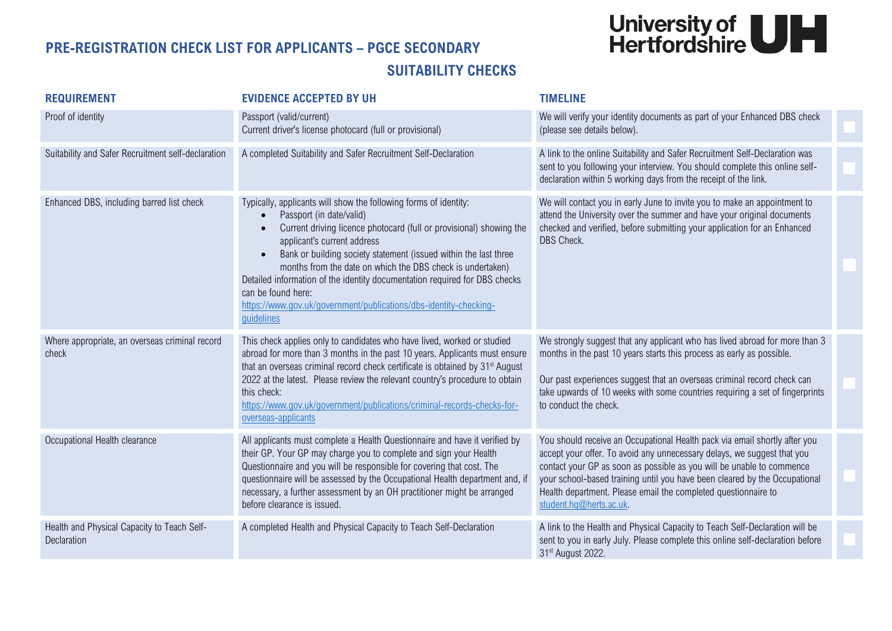# PRE-REGISTRATION CHECK LIST FOR APPLICANTS – PGCE SECONDARY

University of Hertfordshire UH

## SUITABILITY CHECKS

| REQUIREMENT | EVIDENCE ACCEPTED BY UH | TIMELINE | |
|---|---|---|---|
| Proof of identity | Passport (valid/current)<br>Current driver's license photocard (full or provisional) | We will verify your identity documents as part of your Enhanced DBS check (please see details below). | ☐ |
| Suitability and Safer Recruitment self-declaration | A completed Suitability and Safer Recruitment Self-Declaration | A link to the online Suitability and Safer Recruitment Self-Declaration was sent to you following your interview. You should complete this online self-declaration within 5 working days from the receipt of the link. | ☐ |
| Enhanced DBS, including barred list check | Typically, applicants will show the following forms of identity:<br>• Passport (in date/valid)<br>• Current driving licence photocard (full or provisional) showing the applicant's current address<br>• Bank or building society statement (issued within the last three months from the date on which the DBS check is undertaken)<br>Detailed information of the identity documentation required for DBS checks can be found here:<br>https://www.gov.uk/government/publications/dbs-identity-checking-guidelines | We will contact you in early June to invite you to make an appointment to attend the University over the summer and have your original documents checked and verified, before submitting your application for an Enhanced DBS Check. | ☐ |
| Where appropriate, an overseas criminal record check | This check applies only to candidates who have lived, worked or studied abroad for more than 3 months in the past 10 years. Applicants must ensure that an overseas criminal record check certificate is obtained by 31st August 2022 at the latest. Please review the relevant country's procedure to obtain this check:<br>https://www.gov.uk/government/publications/criminal-records-checks-for-overseas-applicants | We strongly suggest that any applicant who has lived abroad for more than 3 months in the past 10 years starts this process as early as possible.<br><br>Our past experiences suggest that an overseas criminal record check can take upwards of 10 weeks with some countries requiring a set of fingerprints to conduct the check. | ☐ |
| Occupational Health clearance | All applicants must complete a Health Questionnaire and have it verified by their GP. Your GP may charge you to complete and sign your Health Questionnaire and you will be responsible for covering that cost. The questionnaire will be assessed by the Occupational Health department and, if necessary, a further assessment by an OH practitioner might be arranged before clearance is issued. | You should receive an Occupational Health pack via email shortly after you accept your offer. To avoid any unnecessary delays, we suggest that you contact your GP as soon as possible as you will be unable to commence your school-based training until you have been cleared by the Occupational Health department. Please email the completed questionnaire to student.hq@herts.ac.uk. | ☐ |
| Health and Physical Capacity to Teach Self-Declaration | A completed Health and Physical Capacity to Teach Self-Declaration | A link to the Health and Physical Capacity to Teach Self-Declaration will be sent to you in early July. Please complete this online self-declaration before 31st August 2022. | ☐ |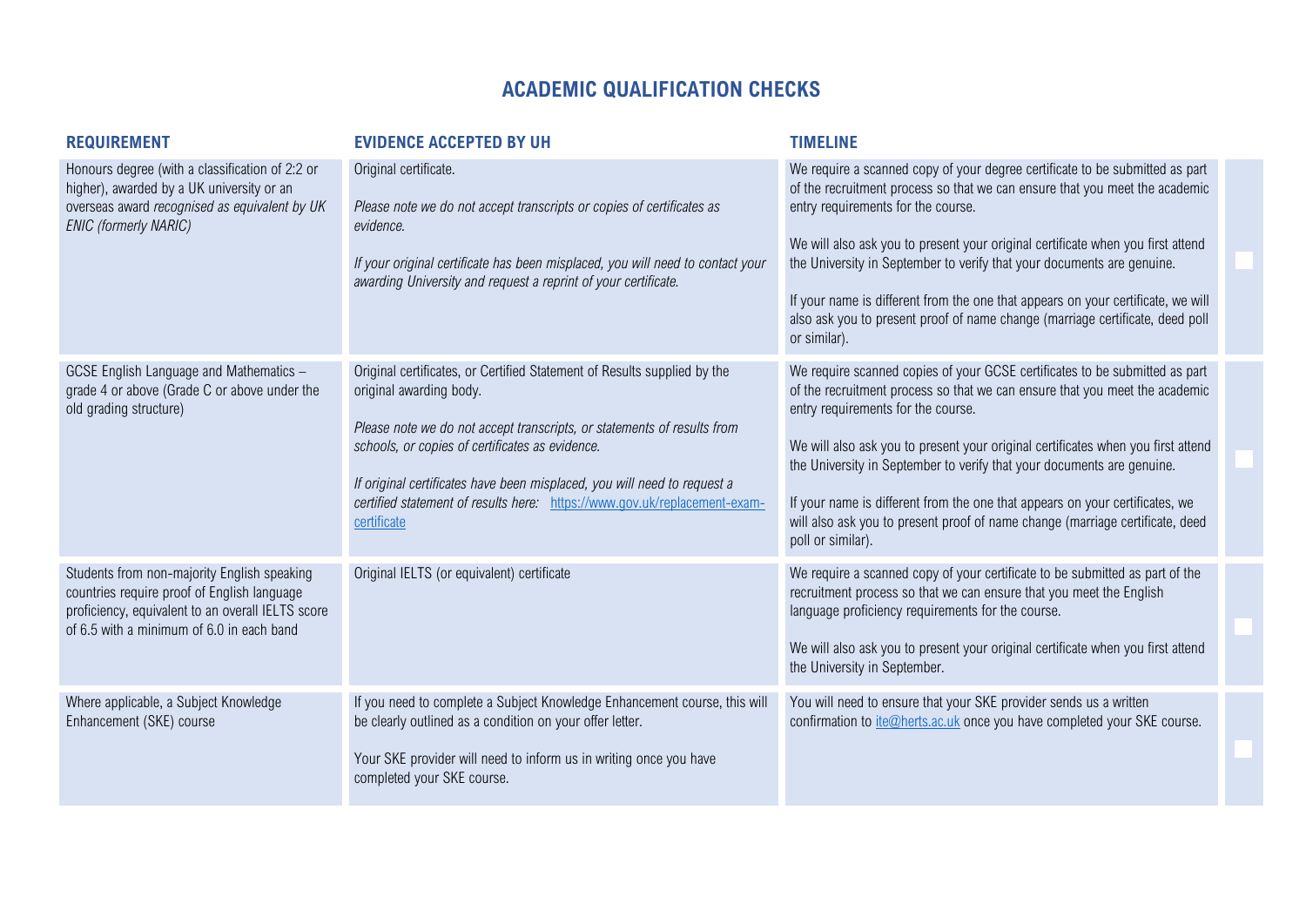# ACADEMIC QUALIFICATION CHECKS

| REQUIREMENT | EVIDENCE ACCEPTED BY UH | TIMELINE | |
|---|---|---|---|
| Honours degree (with a classification of 2:2 or higher), awarded by a UK university or an overseas award *recognised as equivalent by UK ENIC (formerly NARIC)* | Original certificate.<br><br>*Please note we do not accept transcripts or copies of certificates as evidence.*<br><br>*If your original certificate has been misplaced, you will need to contact your awarding University and request a reprint of your certificate.* | We require a scanned copy of your degree certificate to be submitted as part of the recruitment process so that we can ensure that you meet the academic entry requirements for the course.<br><br>We will also ask you to present your original certificate when you first attend the University in September to verify that your documents are genuine.<br><br>If your name is different from the one that appears on your certificate, we will also ask you to present proof of name change (marriage certificate, deed poll or similar). | ☐ |
| GCSE English Language and Mathematics – grade 4 or above (Grade C or above under the old grading structure) | Original certificates, or Certified Statement of Results supplied by the original awarding body.<br><br>*Please note we do not accept transcripts, or statements of results from schools, or copies of certificates as evidence.*<br><br>*If original certificates have been misplaced, you will need to request a certified statement of results here:* [https://www.gov.uk/replacement-exam-certificate](https://www.gov.uk/replacement-exam-certificate) | We require scanned copies of your GCSE certificates to be submitted as part of the recruitment process so that we can ensure that you meet the academic entry requirements for the course.<br><br>We will also ask you to present your original certificates when you first attend the University in September to verify that your documents are genuine.<br><br>If your name is different from the one that appears on your certificates, we will also ask you to present proof of name change (marriage certificate, deed poll or similar). | ☐ |
| Students from non-majority English speaking countries require proof of English language proficiency, equivalent to an overall IELTS score of 6.5 with a minimum of 6.0 in each band | Original IELTS (or equivalent) certificate | We require a scanned copy of your certificate to be submitted as part of the recruitment process so that we can ensure that you meet the English language proficiency requirements for the course.<br><br>We will also ask you to present your original certificate when you first attend the University in September. | ☐ |
| Where applicable, a Subject Knowledge Enhancement (SKE) course | If you need to complete a Subject Knowledge Enhancement course, this will be clearly outlined as a condition on your offer letter.<br><br>Your SKE provider will need to inform us in writing once you have completed your SKE course. | You will need to ensure that your SKE provider sends us a written confirmation to [ite@herts.ac.uk](mailto:ite@herts.ac.uk) once you have completed your SKE course. | ☐ |